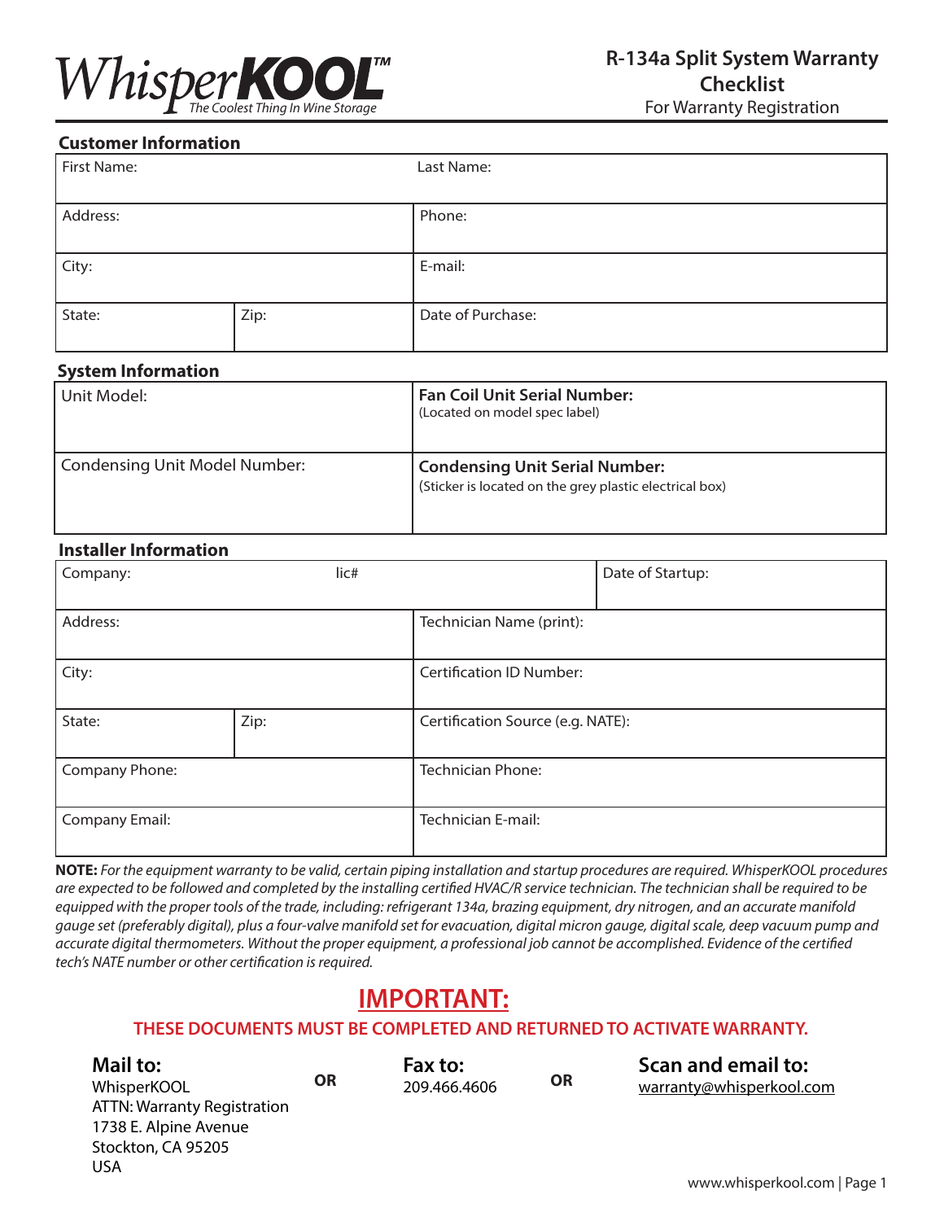WhisperKOOL™
*The Coolest Thing In Wine Storage*

# R-134a Split System Warranty Checklist

For Warranty Registration

## Customer Information

| First Name: | | Last Name: |
|---|---|---|
| Address: | | Phone: |
| City: | | E-mail: |
| State: | Zip: | Date of Purchase: |

## System Information

| Unit Model: | **Fan Coil Unit Serial Number:** (Located on model spec label) |
|---|---|
| Condensing Unit Model Number: | **Condensing Unit Serial Number:** (Sticker is located on the grey plastic electrical box) |

## Installer Information

| Company: | lic# | Date of Startup: |
|---|---|---|
| Address: | | Technician Name (print): |
| City: | | Certification ID Number: |
| State: | Zip: | Certification Source (e.g. NATE): |
| Company Phone: | | Technician Phone: |
| Company Email: | | Technician E-mail: |

**NOTE:** *For the equipment warranty to be valid, certain piping installation and startup procedures are required. WhisperKOOL procedures are expected to be followed and completed by the installing certified HVAC/R service technician. The technician shall be required to be equipped with the proper tools of the trade, including: refrigerant 134a, brazing equipment, dry nitrogen, and an accurate manifold gauge set (preferably digital), plus a four-valve manifold set for evacuation, digital micron gauge, digital scale, deep vacuum pump and accurate digital thermometers. Without the proper equipment, a professional job cannot be accomplished. Evidence of the certified tech's NATE number or other certification is required.*

# IMPORTANT:

**THESE DOCUMENTS MUST BE COMPLETED AND RETURNED TO ACTIVATE WARRANTY.**

**Mail to:**
WhisperKOOL
ATTN: Warranty Registration
1738 E. Alpine Avenue
Stockton, CA 95205
USA

**OR**

**Fax to:**
209.466.4606

**OR**

**Scan and email to:**
warranty@whisperkool.com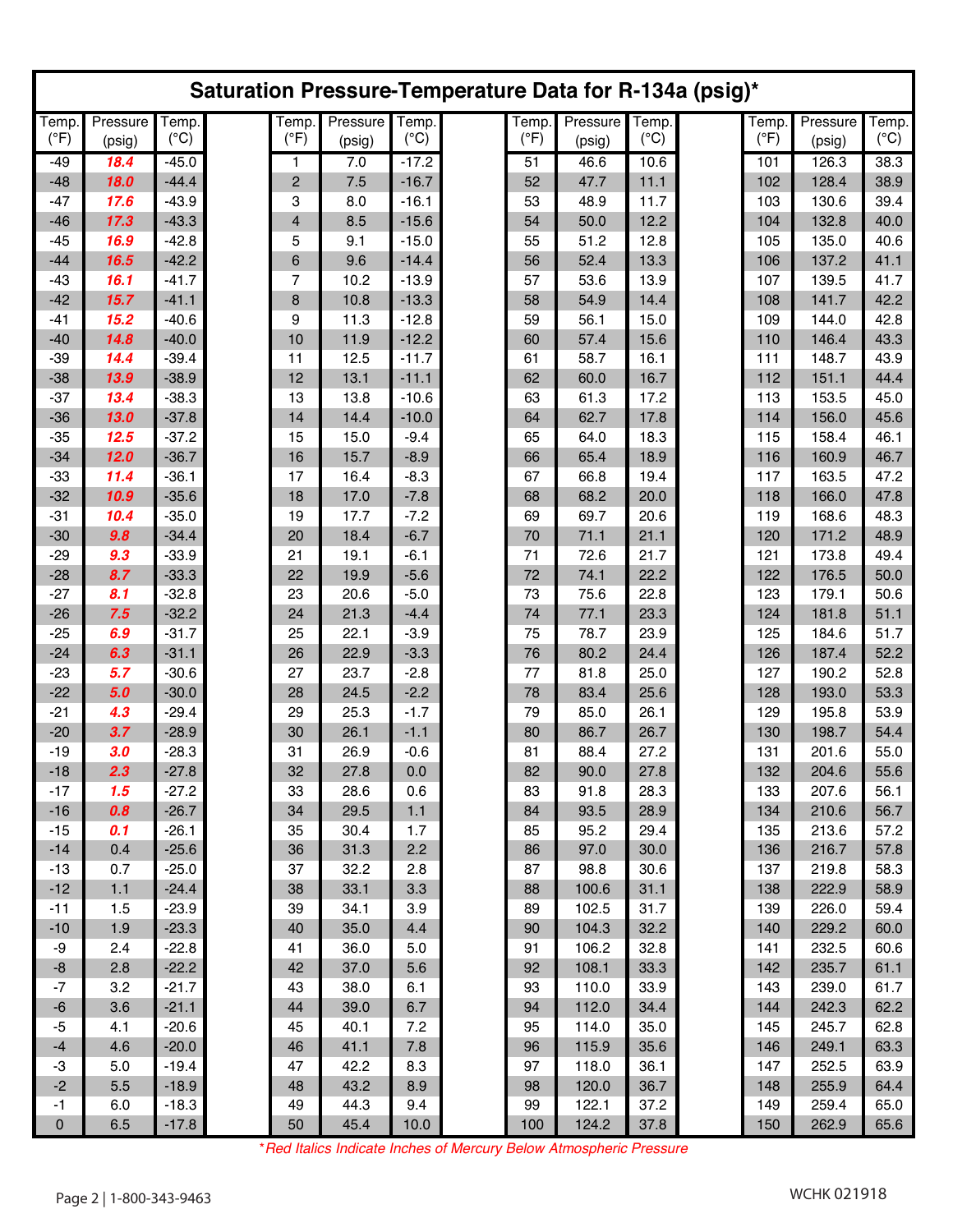## Saturation Pressure-Temperature Data for R-134a (psig)*

| Temp. (°F) | Pressure (psig) | Temp. (°C) | Temp. (°F) | Pressure (psig) | Temp. (°C) | Temp. (°F) | Pressure (psig) | Temp. (°C) | Temp. (°F) | Pressure (psig) | Temp. (°C) |
|---|---|---|---|---|---|---|---|---|---|---|---|
| -49 | ***18.4*** | -45.0 | 1 | 7.0 | -17.2 | 51 | 46.6 | 10.6 | 101 | 126.3 | 38.3 |
| -48 | ***18.0*** | -44.4 | 2 | 7.5 | -16.7 | 52 | 47.7 | 11.1 | 102 | 128.4 | 38.9 |
| -47 | ***17.6*** | -43.9 | 3 | 8.0 | -16.1 | 53 | 48.9 | 11.7 | 103 | 130.6 | 39.4 |
| -46 | ***17.3*** | -43.3 | 4 | 8.5 | -15.6 | 54 | 50.0 | 12.2 | 104 | 132.8 | 40.0 |
| -45 | ***16.9*** | -42.8 | 5 | 9.1 | -15.0 | 55 | 51.2 | 12.8 | 105 | 135.0 | 40.6 |
| -44 | ***16.5*** | -42.2 | 6 | 9.6 | -14.4 | 56 | 52.4 | 13.3 | 106 | 137.2 | 41.1 |
| -43 | ***16.1*** | -41.7 | 7 | 10.2 | -13.9 | 57 | 53.6 | 13.9 | 107 | 139.5 | 41.7 |
| -42 | ***15.7*** | -41.1 | 8 | 10.8 | -13.3 | 58 | 54.9 | 14.4 | 108 | 141.7 | 42.2 |
| -41 | ***15.2*** | -40.6 | 9 | 11.3 | -12.8 | 59 | 56.1 | 15.0 | 109 | 144.0 | 42.8 |
| -40 | ***14.8*** | -40.0 | 10 | 11.9 | -12.2 | 60 | 57.4 | 15.6 | 110 | 146.4 | 43.3 |
| -39 | ***14.4*** | -39.4 | 11 | 12.5 | -11.7 | 61 | 58.7 | 16.1 | 111 | 148.7 | 43.9 |
| -38 | ***13.9*** | -38.9 | 12 | 13.1 | -11.1 | 62 | 60.0 | 16.7 | 112 | 151.1 | 44.4 |
| -37 | ***13.4*** | -38.3 | 13 | 13.8 | -10.6 | 63 | 61.3 | 17.2 | 113 | 153.5 | 45.0 |
| -36 | ***13.0*** | -37.8 | 14 | 14.4 | -10.0 | 64 | 62.7 | 17.8 | 114 | 156.0 | 45.6 |
| -35 | ***12.5*** | -37.2 | 15 | 15.0 | -9.4 | 65 | 64.0 | 18.3 | 115 | 158.4 | 46.1 |
| -34 | ***12.0*** | -36.7 | 16 | 15.7 | -8.9 | 66 | 65.4 | 18.9 | 116 | 160.9 | 46.7 |
| -33 | ***11.4*** | -36.1 | 17 | 16.4 | -8.3 | 67 | 66.8 | 19.4 | 117 | 163.5 | 47.2 |
| -32 | ***10.9*** | -35.6 | 18 | 17.0 | -7.8 | 68 | 68.2 | 20.0 | 118 | 166.0 | 47.8 |
| -31 | ***10.4*** | -35.0 | 19 | 17.7 | -7.2 | 69 | 69.7 | 20.6 | 119 | 168.6 | 48.3 |
| -30 | ***9.8*** | -34.4 | 20 | 18.4 | -6.7 | 70 | 71.1 | 21.1 | 120 | 171.2 | 48.9 |
| -29 | ***9.3*** | -33.9 | 21 | 19.1 | -6.1 | 71 | 72.6 | 21.7 | 121 | 173.8 | 49.4 |
| -28 | ***8.7*** | -33.3 | 22 | 19.9 | -5.6 | 72 | 74.1 | 22.2 | 122 | 176.5 | 50.0 |
| -27 | ***8.1*** | -32.8 | 23 | 20.6 | -5.0 | 73 | 75.6 | 22.8 | 123 | 179.1 | 50.6 |
| -26 | ***7.5*** | -32.2 | 24 | 21.3 | -4.4 | 74 | 77.1 | 23.3 | 124 | 181.8 | 51.1 |
| -25 | ***6.9*** | -31.7 | 25 | 22.1 | -3.9 | 75 | 78.7 | 23.9 | 125 | 184.6 | 51.7 |
| -24 | ***6.3*** | -31.1 | 26 | 22.9 | -3.3 | 76 | 80.2 | 24.4 | 126 | 187.4 | 52.2 |
| -23 | ***5.7*** | -30.6 | 27 | 23.7 | -2.8 | 77 | 81.8 | 25.0 | 127 | 190.2 | 52.8 |
| -22 | ***5.0*** | -30.0 | 28 | 24.5 | -2.2 | 78 | 83.4 | 25.6 | 128 | 193.0 | 53.3 |
| -21 | ***4.3*** | -29.4 | 29 | 25.3 | -1.7 | 79 | 85.0 | 26.1 | 129 | 195.8 | 53.9 |
| -20 | ***3.7*** | -28.9 | 30 | 26.1 | -1.1 | 80 | 86.7 | 26.7 | 130 | 198.7 | 54.4 |
| -19 | ***3.0*** | -28.3 | 31 | 26.9 | -0.6 | 81 | 88.4 | 27.2 | 131 | 201.6 | 55.0 |
| -18 | ***2.3*** | -27.8 | 32 | 27.8 | 0.0 | 82 | 90.0 | 27.8 | 132 | 204.6 | 55.6 |
| -17 | ***1.5*** | -27.2 | 33 | 28.6 | 0.6 | 83 | 91.8 | 28.3 | 133 | 207.6 | 56.1 |
| -16 | ***0.8*** | -26.7 | 34 | 29.5 | 1.1 | 84 | 93.5 | 28.9 | 134 | 210.6 | 56.7 |
| -15 | ***0.1*** | -26.1 | 35 | 30.4 | 1.7 | 85 | 95.2 | 29.4 | 135 | 213.6 | 57.2 |
| -14 | 0.4 | -25.6 | 36 | 31.3 | 2.2 | 86 | 97.0 | 30.0 | 136 | 216.7 | 57.8 |
| -13 | 0.7 | -25.0 | 37 | 32.2 | 2.8 | 87 | 98.8 | 30.6 | 137 | 219.8 | 58.3 |
| -12 | 1.1 | -24.4 | 38 | 33.1 | 3.3 | 88 | 100.6 | 31.1 | 138 | 222.9 | 58.9 |
| -11 | 1.5 | -23.9 | 39 | 34.1 | 3.9 | 89 | 102.5 | 31.7 | 139 | 226.0 | 59.4 |
| -10 | 1.9 | -23.3 | 40 | 35.0 | 4.4 | 90 | 104.3 | 32.2 | 140 | 229.2 | 60.0 |
| -9 | 2.4 | -22.8 | 41 | 36.0 | 5.0 | 91 | 106.2 | 32.8 | 141 | 232.5 | 60.6 |
| -8 | 2.8 | -22.2 | 42 | 37.0 | 5.6 | 92 | 108.1 | 33.3 | 142 | 235.7 | 61.1 |
| -7 | 3.2 | -21.7 | 43 | 38.0 | 6.1 | 93 | 110.0 | 33.9 | 143 | 239.0 | 61.7 |
| -6 | 3.6 | -21.1 | 44 | 39.0 | 6.7 | 94 | 112.0 | 34.4 | 144 | 242.3 | 62.2 |
| -5 | 4.1 | -20.6 | 45 | 40.1 | 7.2 | 95 | 114.0 | 35.0 | 145 | 245.7 | 62.8 |
| -4 | 4.6 | -20.0 | 46 | 41.1 | 7.8 | 96 | 115.9 | 35.6 | 146 | 249.1 | 63.3 |
| -3 | 5.0 | -19.4 | 47 | 42.2 | 8.3 | 97 | 118.0 | 36.1 | 147 | 252.5 | 63.9 |
| -2 | 5.5 | -18.9 | 48 | 43.2 | 8.9 | 98 | 120.0 | 36.7 | 148 | 255.9 | 64.4 |
| -1 | 6.0 | -18.3 | 49 | 44.3 | 9.4 | 99 | 122.1 | 37.2 | 149 | 259.4 | 65.0 |
| 0 | 6.5 | -17.8 | 50 | 45.4 | 10.0 | 100 | 124.2 | 37.8 | 150 | 262.9 | 65.6 |

*\*Red Italics Indicate Inches of Mercury Below Atmospheric Pressure*

1-800-343-9463

WCHK 021918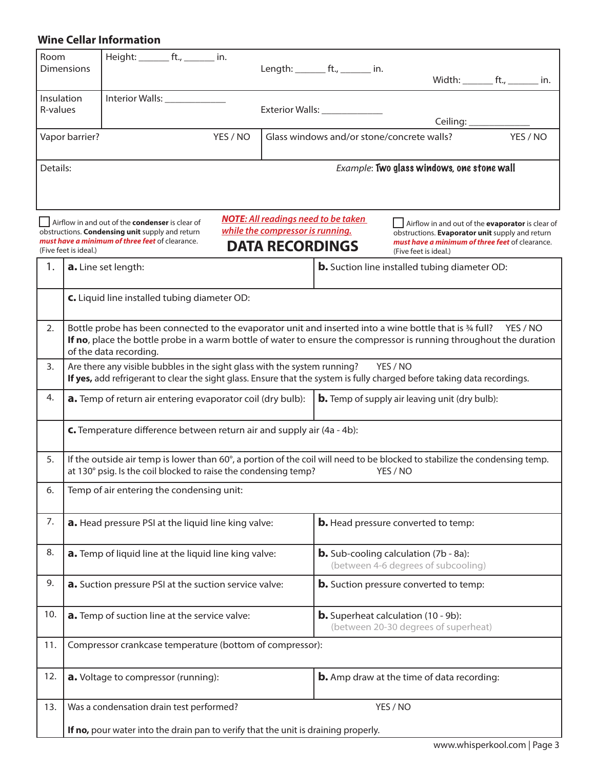## Wine Cellar Information

| | | | |
|---|---|---|---|
| Room Dimensions | Height: ______ ft., ______ in. | Length: ______ ft., ______ in. | Width: ______ ft., ______ in. |
| Insulation R-values | Interior Walls: ____________ | Exterior Walls: ____________ | Ceiling: ____________ |
| Vapor barrier? YES / NO | | Glass windows and/or stone/concrete walls? YES / NO | |
| Details: | | *Example*: Two glass windows, one stone wall | |

☐ Airflow in and out of the **condenser** is clear of obstructions. **Condensing unit** supply and return ***must have a minimum of three feet*** of clearance. (Five feet is ideal.)

***NOTE: All readings need to be taken while the compressor is running.***

☐ Airflow in and out of the **evaporator** is clear of obstructions. **Evaporator unit** supply and return ***must have a minimum of three feet*** of clearance. (Five feet is ideal.)

## DATA RECORDINGS

| | | |
|---|---|---|
| 1. | **a.** Line set length: | **b.** Suction line installed tubing diameter OD: |
| | **c.** Liquid line installed tubing diameter OD: | |
| 2. | Bottle probe has been connected to the evaporator unit and inserted into a wine bottle that is ¾ full? YES / NO<br>**If no**, place the bottle probe in a warm bottle of water to ensure the compressor is running throughout the duration of the data recording. | |
| 3. | Are there any visible bubbles in the sight glass with the system running? YES / NO<br>**If yes,** add refrigerant to clear the sight glass. Ensure that the system is fully charged before taking data recordings. | |
| 4. | **a.** Temp of return air entering evaporator coil (dry bulb): | **b.** Temp of supply air leaving unit (dry bulb): |
| | **c.** Temperature difference between return air and supply air (4a - 4b): | |
| 5. | If the outside air temp is lower than 60°, a portion of the coil will need to be blocked to stabilize the condensing temp. at 130° psig. Is the coil blocked to raise the condensing temp? YES / NO | |
| 6. | Temp of air entering the condensing unit: | |
| 7. | **a.** Head pressure PSI at the liquid line king valve: | **b.** Head pressure converted to temp: |
| 8. | **a.** Temp of liquid line at the liquid line king valve: | **b.** Sub-cooling calculation (7b - 8a): (between 4-6 degrees of subcooling) |
| 9. | **a.** Suction pressure PSI at the suction service valve: | **b.** Suction pressure converted to temp: |
| 10. | **a.** Temp of suction line at the service valve: | **b.** Superheat calculation (10 - 9b): (between 20-30 degrees of superheat) |
| 11. | Compressor crankcase temperature (bottom of compressor): | |
| 12. | **a.** Voltage to compressor (running): | **b.** Amp draw at the time of data recording: |
| 13. | Was a condensation drain test performed? YES / NO<br>**If no,** pour water into the drain pan to verify that the unit is draining properly. | |

www.whisperkool.com